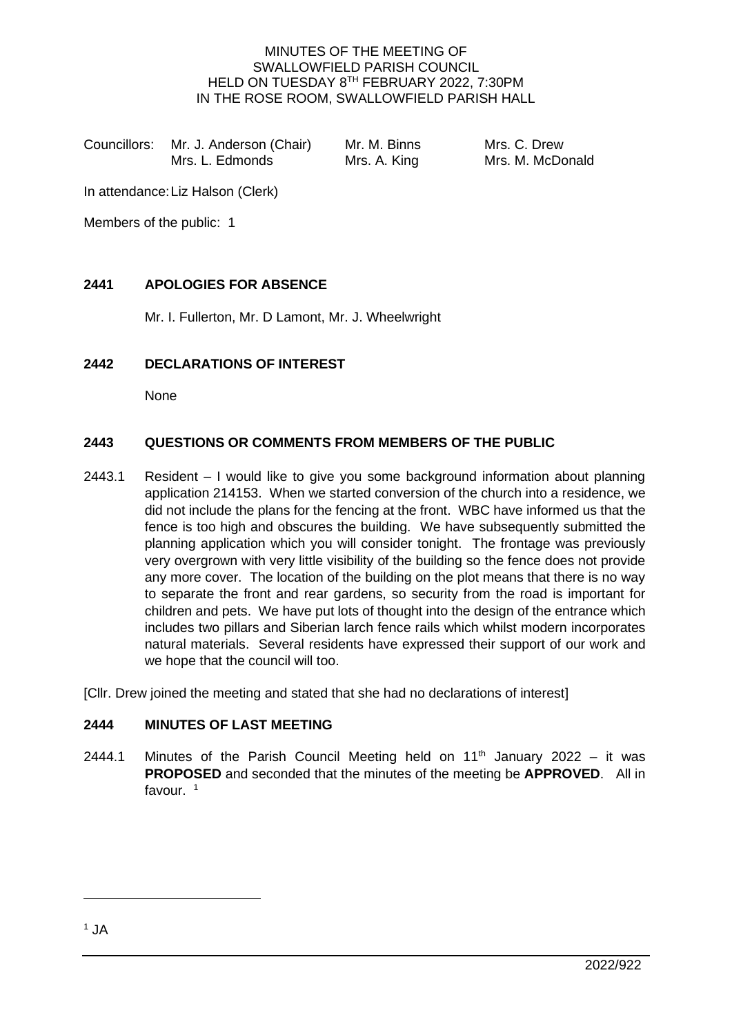MINUTES OF THE MEETING OF
SWALLOWFIELD PARISH COUNCIL
HELD ON TUESDAY 8TH FEBRUARY 2022, 7:30PM
IN THE ROSE ROOM, SWALLOWFIELD PARISH HALL

| Councillors: | Mr. J. Anderson (Chair) | Mr. M. Binns | Mrs. C. Drew |
|---|---|---|---|
| | Mrs. L. Edmonds | Mrs. A. King | Mrs. M. McDonald |

In attendance: Liz Halson (Clerk)

Members of the public: 1

## 2441 APOLOGIES FOR ABSENCE

Mr. I. Fullerton, Mr. D Lamont, Mr. J. Wheelwright

## 2442 DECLARATIONS OF INTEREST

None

## 2443 QUESTIONS OR COMMENTS FROM MEMBERS OF THE PUBLIC

2443.1 Resident – I would like to give you some background information about planning application 214153. When we started conversion of the church into a residence, we did not include the plans for the fencing at the front. WBC have informed us that the fence is too high and obscures the building. We have subsequently submitted the planning application which you will consider tonight. The frontage was previously very overgrown with very little visibility of the building so the fence does not provide any more cover. The location of the building on the plot means that there is no way to separate the front and rear gardens, so security from the road is important for children and pets. We have put lots of thought into the design of the entrance which includes two pillars and Siberian larch fence rails which whilst modern incorporates natural materials. Several residents have expressed their support of our work and we hope that the council will too.

[Cllr. Drew joined the meeting and stated that she had no declarations of interest]

## 2444 MINUTES OF LAST MEETING

2444.1 Minutes of the Parish Council Meeting held on 11th January 2022 – it was **PROPOSED** and seconded that the minutes of the meeting be **APPROVED**. All in favour. [1]

[1] JA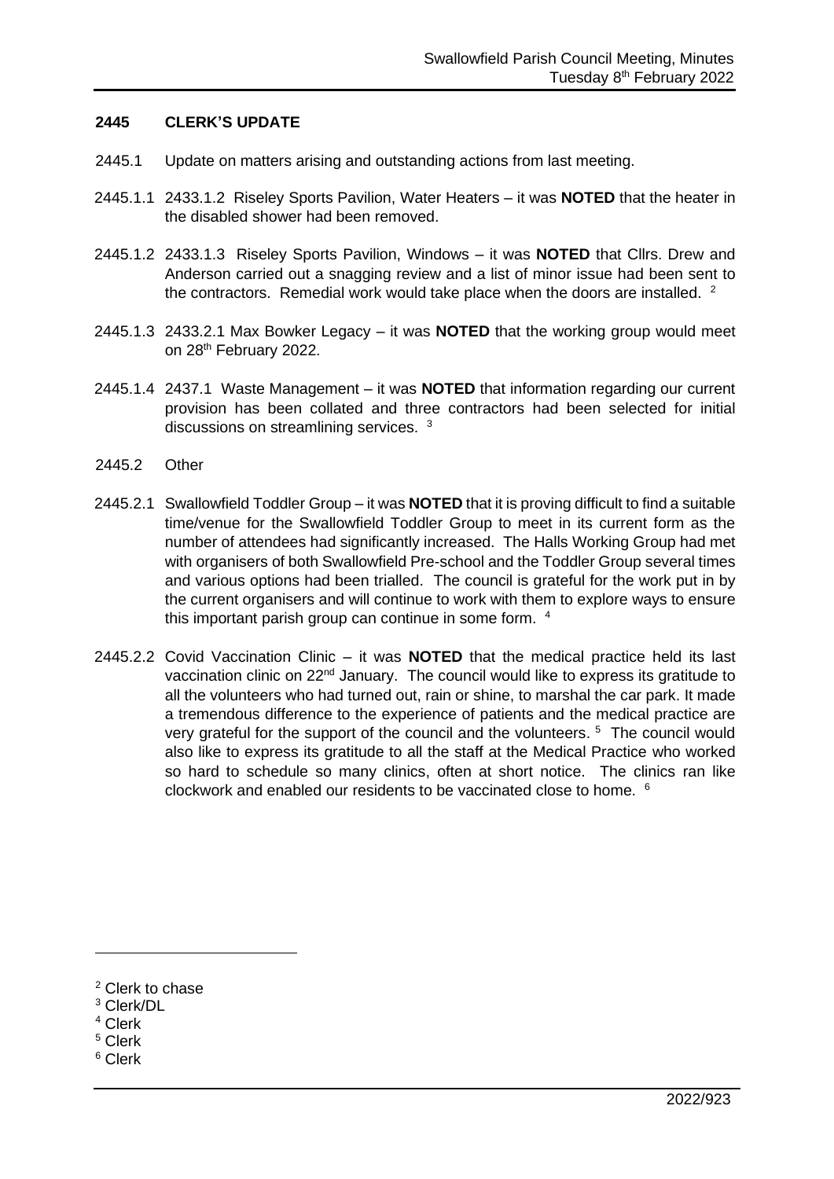## 2445 CLERK'S UPDATE

2445.1 Update on matters arising and outstanding actions from last meeting.

2445.1.1 2433.1.2 Riseley Sports Pavilion, Water Heaters – it was **NOTED** that the heater in the disabled shower had been removed.

2445.1.2 2433.1.3 Riseley Sports Pavilion, Windows – it was **NOTED** that Cllrs. Drew and Anderson carried out a snagging review and a list of minor issue had been sent to the contractors. Remedial work would take place when the doors are installed. [2]

2445.1.3 2433.2.1 Max Bowker Legacy – it was **NOTED** that the working group would meet on 28th February 2022.

2445.1.4 2437.1 Waste Management – it was **NOTED** that information regarding our current provision has been collated and three contractors had been selected for initial discussions on streamlining services. [3]

2445.2 Other

2445.2.1 Swallowfield Toddler Group – it was **NOTED** that it is proving difficult to find a suitable time/venue for the Swallowfield Toddler Group to meet in its current form as the number of attendees had significantly increased. The Halls Working Group had met with organisers of both Swallowfield Pre-school and the Toddler Group several times and various options had been trialled. The council is grateful for the work put in by the current organisers and will continue to work with them to explore ways to ensure this important parish group can continue in some form. [4]

2445.2.2 Covid Vaccination Clinic – it was **NOTED** that the medical practice held its last vaccination clinic on 22nd January. The council would like to express its gratitude to all the volunteers who had turned out, rain or shine, to marshal the car park. It made a tremendous difference to the experience of patients and the medical practice are very grateful for the support of the council and the volunteers. [5] The council would also like to express its gratitude to all the staff at the Medical Practice who worked so hard to schedule so many clinics, often at short notice. The clinics ran like clockwork and enabled our residents to be vaccinated close to home. [6]

---

[2] Clerk to chase

[3] Clerk/DL

[4] Clerk

[5] Clerk

[6] Clerk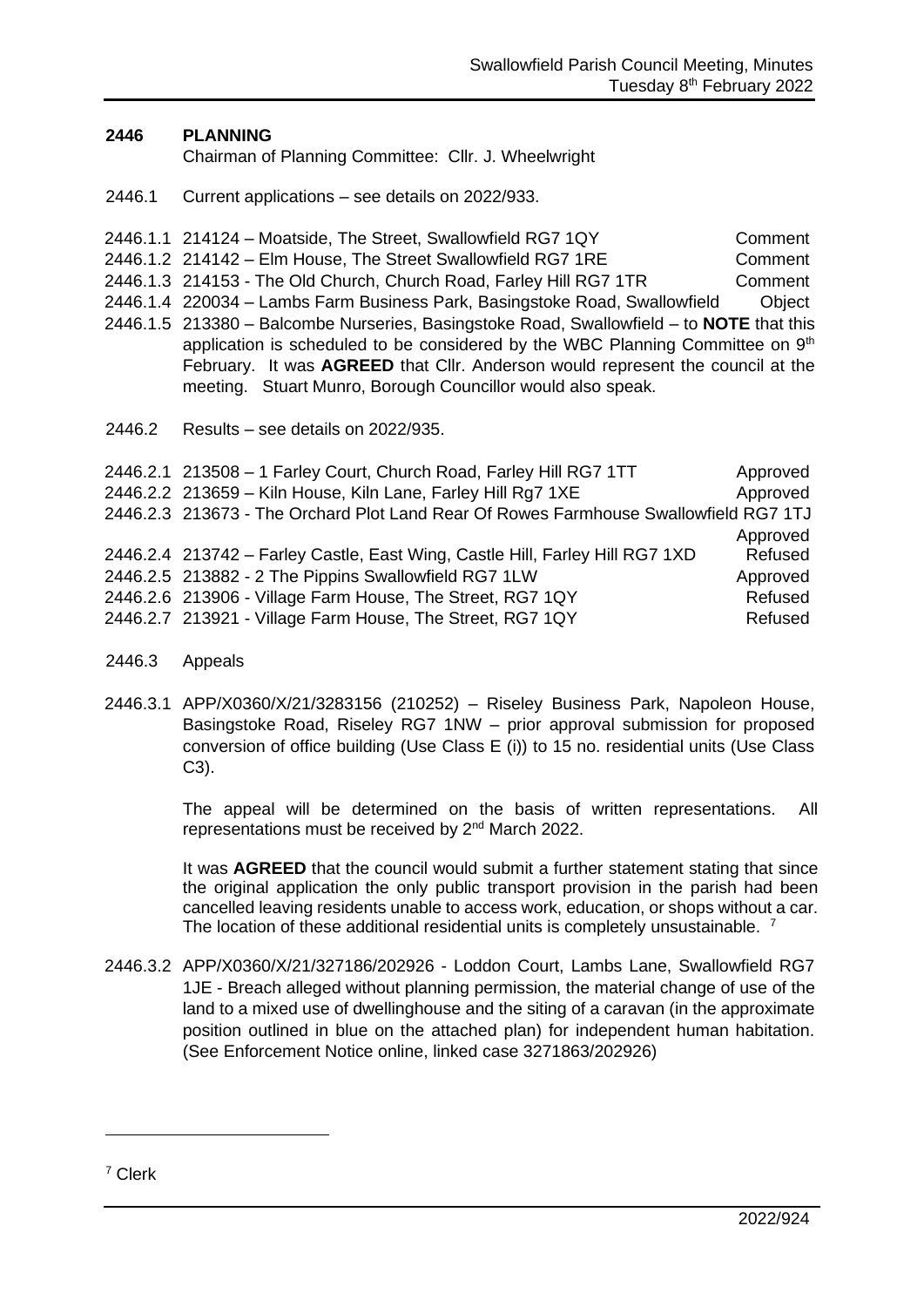## 2446 PLANNING

Chairman of Planning Committee: Cllr. J. Wheelwright

2446.1 Current applications – see details on 2022/933.

| | | |
|---|---|---|
| 2446.1.1 | 214124 – Moatside, The Street, Swallowfield RG7 1QY | Comment |
| 2446.1.2 | 214142 – Elm House, The Street Swallowfield RG7 1RE | Comment |
| 2446.1.3 | 214153 - The Old Church, Church Road, Farley Hill RG7 1TR | Comment |
| 2446.1.4 | 220034 – Lambs Farm Business Park, Basingstoke Road, Swallowfield | Object |

2446.1.5 213380 – Balcombe Nurseries, Basingstoke Road, Swallowfield – to **NOTE** that this application is scheduled to be considered by the WBC Planning Committee on 9th February. It was **AGREED** that Cllr. Anderson would represent the council at the meeting. Stuart Munro, Borough Councillor would also speak.

2446.2 Results – see details on 2022/935.

| | | |
|---|---|---|
| 2446.2.1 | 213508 – 1 Farley Court, Church Road, Farley Hill RG7 1TT | Approved |
| 2446.2.2 | 213659 – Kiln House, Kiln Lane, Farley Hill Rg7 1XE | Approved |
| 2446.2.3 | 213673 - The Orchard Plot Land Rear Of Rowes Farmhouse Swallowfield RG7 1TJ | Approved |
| 2446.2.4 | 213742 – Farley Castle, East Wing, Castle Hill, Farley Hill RG7 1XD | Refused |
| 2446.2.5 | 213882 - 2 The Pippins Swallowfield RG7 1LW | Approved |
| 2446.2.6 | 213906 - Village Farm House, The Street, RG7 1QY | Refused |
| 2446.2.7 | 213921 - Village Farm House, The Street, RG7 1QY | Refused |

2446.3 Appeals

2446.3.1 APP/X0360/X/21/3283156 (210252) – Riseley Business Park, Napoleon House, Basingstoke Road, Riseley RG7 1NW – prior approval submission for proposed conversion of office building (Use Class E (i)) to 15 no. residential units (Use Class C3).

The appeal will be determined on the basis of written representations. All representations must be received by 2nd March 2022.

It was **AGREED** that the council would submit a further statement stating that since the original application the only public transport provision in the parish had been cancelled leaving residents unable to access work, education, or shops without a car. The location of these additional residential units is completely unsustainable. [7]

2446.3.2 APP/X0360/X/21/327186/202926 - Loddon Court, Lambs Lane, Swallowfield RG7 1JE - Breach alleged without planning permission, the material change of use of the land to a mixed use of dwellinghouse and the siting of a caravan (in the approximate position outlined in blue on the attached plan) for independent human habitation. (See Enforcement Notice online, linked case 3271863/202926)

[7] Clerk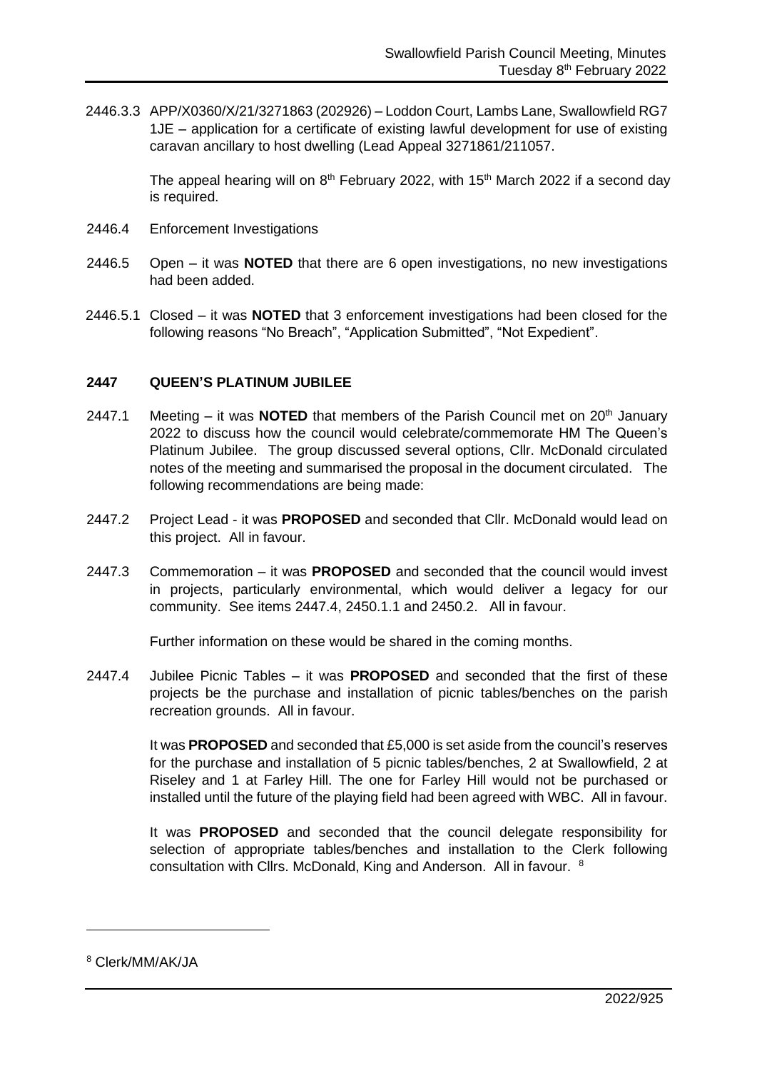2446.3.3 APP/X0360/X/21/3271863 (202926) – Loddon Court, Lambs Lane, Swallowfield RG7 1JE – application for a certificate of existing lawful development for use of existing caravan ancillary to host dwelling (Lead Appeal 3271861/211057.

The appeal hearing will on 8th February 2022, with 15th March 2022 if a second day is required.

2446.4 Enforcement Investigations

2446.5 Open – it was **NOTED** that there are 6 open investigations, no new investigations had been added.

2446.5.1 Closed – it was **NOTED** that 3 enforcement investigations had been closed for the following reasons "No Breach", "Application Submitted", "Not Expedient".

## 2447 QUEEN'S PLATINUM JUBILEE

2447.1 Meeting – it was **NOTED** that members of the Parish Council met on 20th January 2022 to discuss how the council would celebrate/commemorate HM The Queen's Platinum Jubilee. The group discussed several options, Cllr. McDonald circulated notes of the meeting and summarised the proposal in the document circulated. The following recommendations are being made:

2447.2 Project Lead - it was **PROPOSED** and seconded that Cllr. McDonald would lead on this project. All in favour.

2447.3 Commemoration – it was **PROPOSED** and seconded that the council would invest in projects, particularly environmental, which would deliver a legacy for our community. See items 2447.4, 2450.1.1 and 2450.2. All in favour.

Further information on these would be shared in the coming months.

2447.4 Jubilee Picnic Tables – it was **PROPOSED** and seconded that the first of these projects be the purchase and installation of picnic tables/benches on the parish recreation grounds. All in favour.

It was **PROPOSED** and seconded that £5,000 is set aside from the council's reserves for the purchase and installation of 5 picnic tables/benches, 2 at Swallowfield, 2 at Riseley and 1 at Farley Hill. The one for Farley Hill would not be purchased or installed until the future of the playing field had been agreed with WBC. All in favour.

It was **PROPOSED** and seconded that the council delegate responsibility for selection of appropriate tables/benches and installation to the Clerk following consultation with Cllrs. McDonald, King and Anderson. All in favour. [8]

[8] Clerk/MM/AK/JA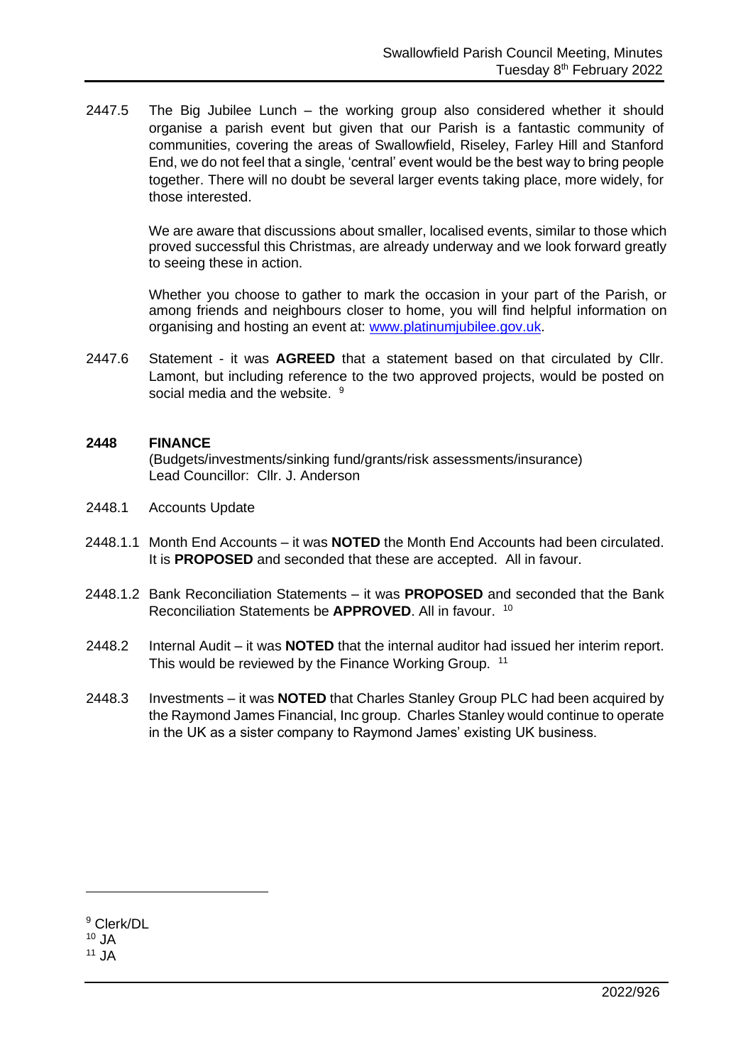2447.5 The Big Jubilee Lunch – the working group also considered whether it should organise a parish event but given that our Parish is a fantastic community of communities, covering the areas of Swallowfield, Riseley, Farley Hill and Stanford End, we do not feel that a single, 'central' event would be the best way to bring people together. There will no doubt be several larger events taking place, more widely, for those interested.

We are aware that discussions about smaller, localised events, similar to those which proved successful this Christmas, are already underway and we look forward greatly to seeing these in action.

Whether you choose to gather to mark the occasion in your part of the Parish, or among friends and neighbours closer to home, you will find helpful information on organising and hosting an event at: www.platinumjubilee.gov.uk.

2447.6 Statement - it was **AGREED** that a statement based on that circulated by Cllr. Lamont, but including reference to the two approved projects, would be posted on social media and the website. [9]

## 2448 FINANCE

(Budgets/investments/sinking fund/grants/risk assessments/insurance)
Lead Councillor: Cllr. J. Anderson

2448.1 Accounts Update

2448.1.1 Month End Accounts – it was **NOTED** the Month End Accounts had been circulated. It is **PROPOSED** and seconded that these are accepted. All in favour.

2448.1.2 Bank Reconciliation Statements – it was **PROPOSED** and seconded that the Bank Reconciliation Statements be **APPROVED**. All in favour. [10]

2448.2 Internal Audit – it was **NOTED** that the internal auditor had issued her interim report. This would be reviewed by the Finance Working Group. [11]

2448.3 Investments – it was **NOTED** that Charles Stanley Group PLC had been acquired by the Raymond James Financial, Inc group. Charles Stanley would continue to operate in the UK as a sister company to Raymond James' existing UK business.

---

[9] Clerk/DL
[10] JA
[11] JA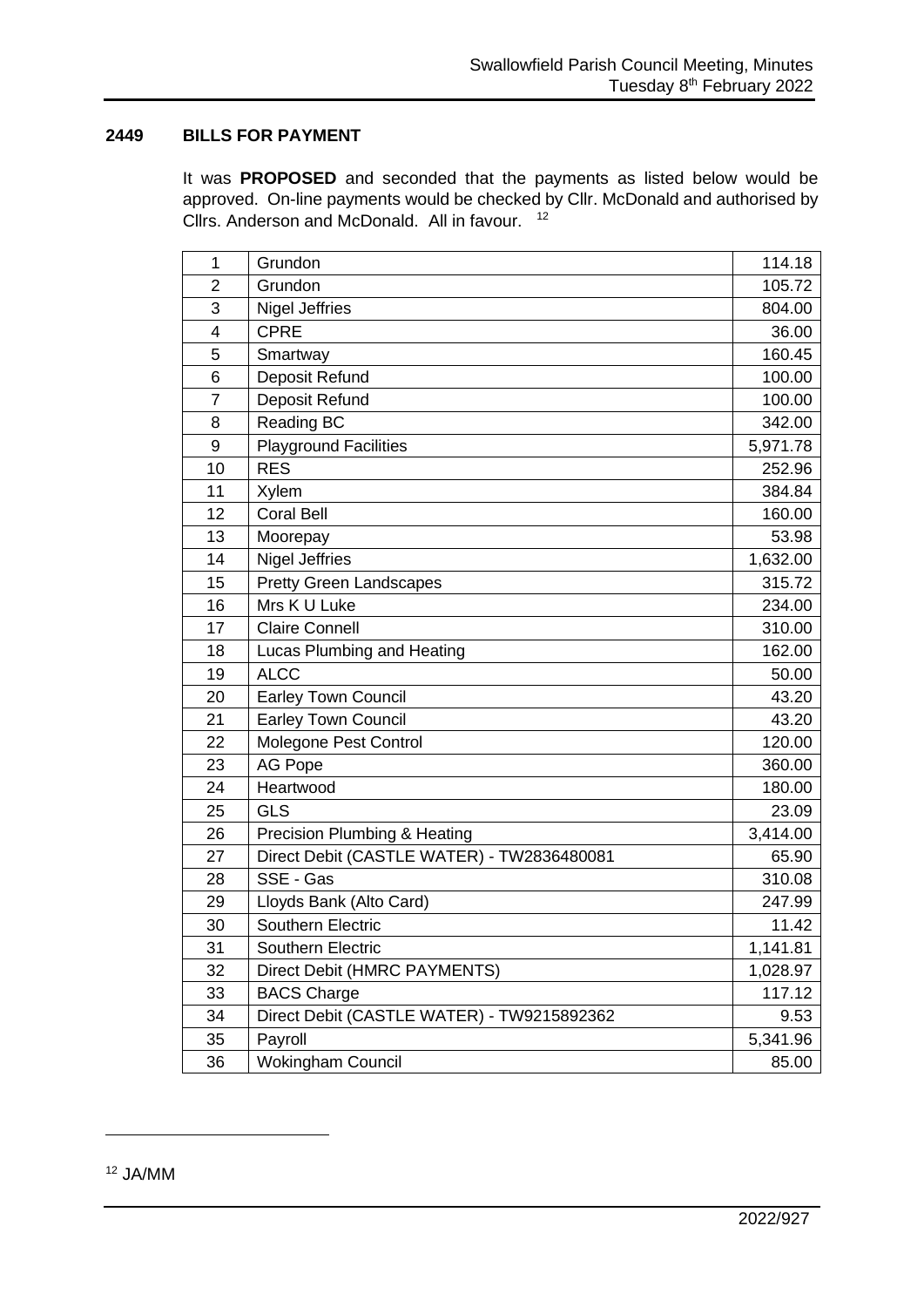## 2449 BILLS FOR PAYMENT

It was **PROPOSED** and seconded that the payments as listed below would be approved. On-line payments would be checked by Cllr. McDonald and authorised by Cllrs. Anderson and McDonald. All in favour. [12]

| | | |
|---|---|---|
| 1 | Grundon | 114.18 |
| 2 | Grundon | 105.72 |
| 3 | Nigel Jeffries | 804.00 |
| 4 | CPRE | 36.00 |
| 5 | Smartway | 160.45 |
| 6 | Deposit Refund | 100.00 |
| 7 | Deposit Refund | 100.00 |
| 8 | Reading BC | 342.00 |
| 9 | Playground Facilities | 5,971.78 |
| 10 | RES | 252.96 |
| 11 | Xylem | 384.84 |
| 12 | Coral Bell | 160.00 |
| 13 | Moorepay | 53.98 |
| 14 | Nigel Jeffries | 1,632.00 |
| 15 | Pretty Green Landscapes | 315.72 |
| 16 | Mrs K U Luke | 234.00 |
| 17 | Claire Connell | 310.00 |
| 18 | Lucas Plumbing and Heating | 162.00 |
| 19 | ALCC | 50.00 |
| 20 | Earley Town Council | 43.20 |
| 21 | Earley Town Council | 43.20 |
| 22 | Molegone Pest Control | 120.00 |
| 23 | AG Pope | 360.00 |
| 24 | Heartwood | 180.00 |
| 25 | GLS | 23.09 |
| 26 | Precision Plumbing & Heating | 3,414.00 |
| 27 | Direct Debit (CASTLE WATER) - TW2836480081 | 65.90 |
| 28 | SSE - Gas | 310.08 |
| 29 | Lloyds Bank (Alto Card) | 247.99 |
| 30 | Southern Electric | 11.42 |
| 31 | Southern Electric | 1,141.81 |
| 32 | Direct Debit (HMRC PAYMENTS) | 1,028.97 |
| 33 | BACS Charge | 117.12 |
| 34 | Direct Debit (CASTLE WATER) - TW9215892362 | 9.53 |
| 35 | Payroll | 5,341.96 |
| 36 | Wokingham Council | 85.00 |

[12] JA/MM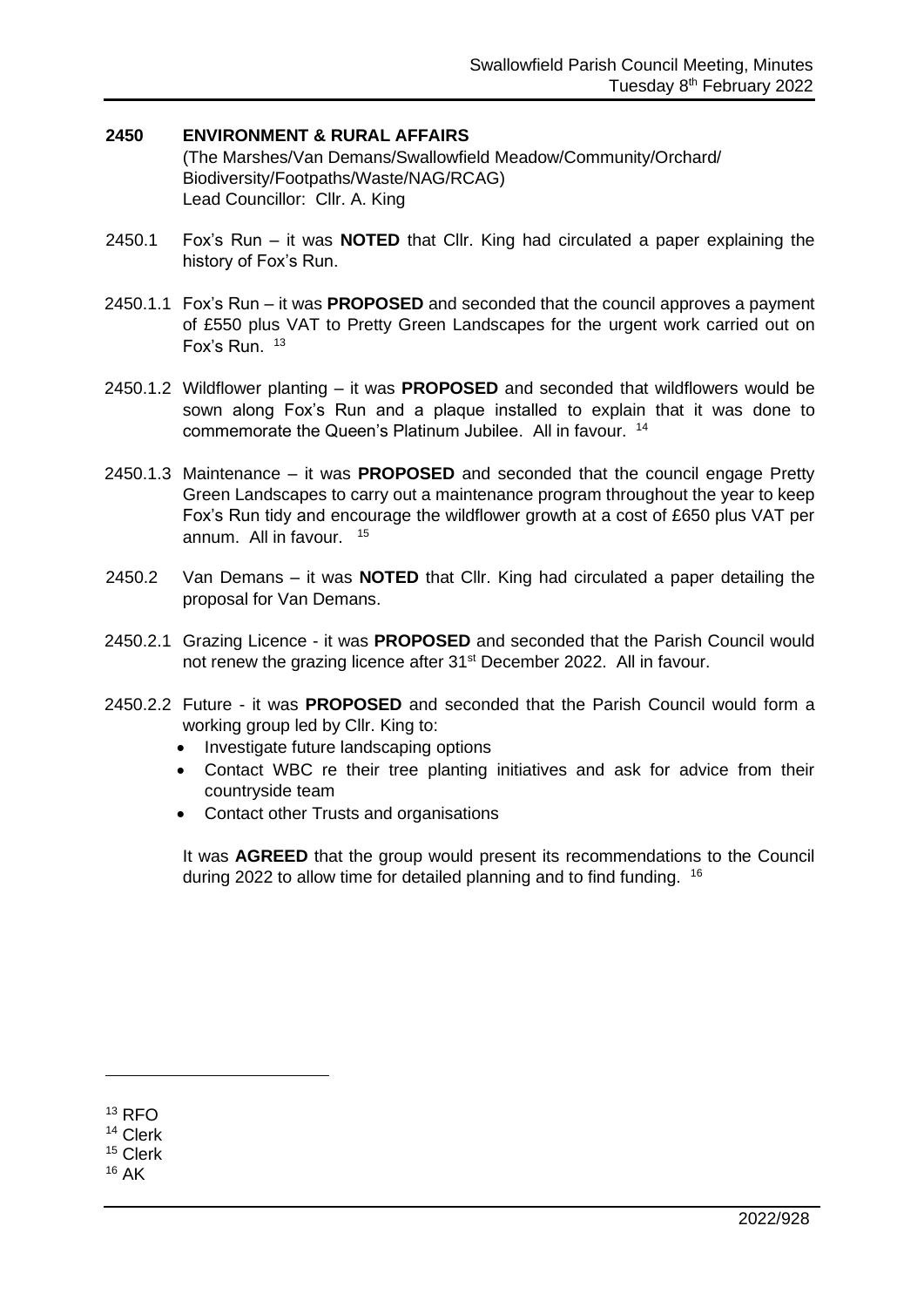## 2450 ENVIRONMENT & RURAL AFFAIRS

(The Marshes/Van Demans/Swallowfield Meadow/Community/Orchard/Biodiversity/Footpaths/Waste/NAG/RCAG)
Lead Councillor: Cllr. A. King

2450.1 Fox's Run – it was **NOTED** that Cllr. King had circulated a paper explaining the history of Fox's Run.

2450.1.1 Fox's Run – it was **PROPOSED** and seconded that the council approves a payment of £550 plus VAT to Pretty Green Landscapes for the urgent work carried out on Fox's Run. [13]

2450.1.2 Wildflower planting – it was **PROPOSED** and seconded that wildflowers would be sown along Fox's Run and a plaque installed to explain that it was done to commemorate the Queen's Platinum Jubilee. All in favour. [14]

2450.1.3 Maintenance – it was **PROPOSED** and seconded that the council engage Pretty Green Landscapes to carry out a maintenance program throughout the year to keep Fox's Run tidy and encourage the wildflower growth at a cost of £650 plus VAT per annum. All in favour. [15]

2450.2 Van Demans – it was **NOTED** that Cllr. King had circulated a paper detailing the proposal for Van Demans.

2450.2.1 Grazing Licence - it was **PROPOSED** and seconded that the Parish Council would not renew the grazing licence after 31st December 2022. All in favour.

2450.2.2 Future - it was **PROPOSED** and seconded that the Parish Council would form a working group led by Cllr. King to:

- Investigate future landscaping options
- Contact WBC re their tree planting initiatives and ask for advice from their countryside team
- Contact other Trusts and organisations

It was **AGREED** that the group would present its recommendations to the Council during 2022 to allow time for detailed planning and to find funding. [16]

---

[13] RFO
[14] Clerk
[15] Clerk
[16] AK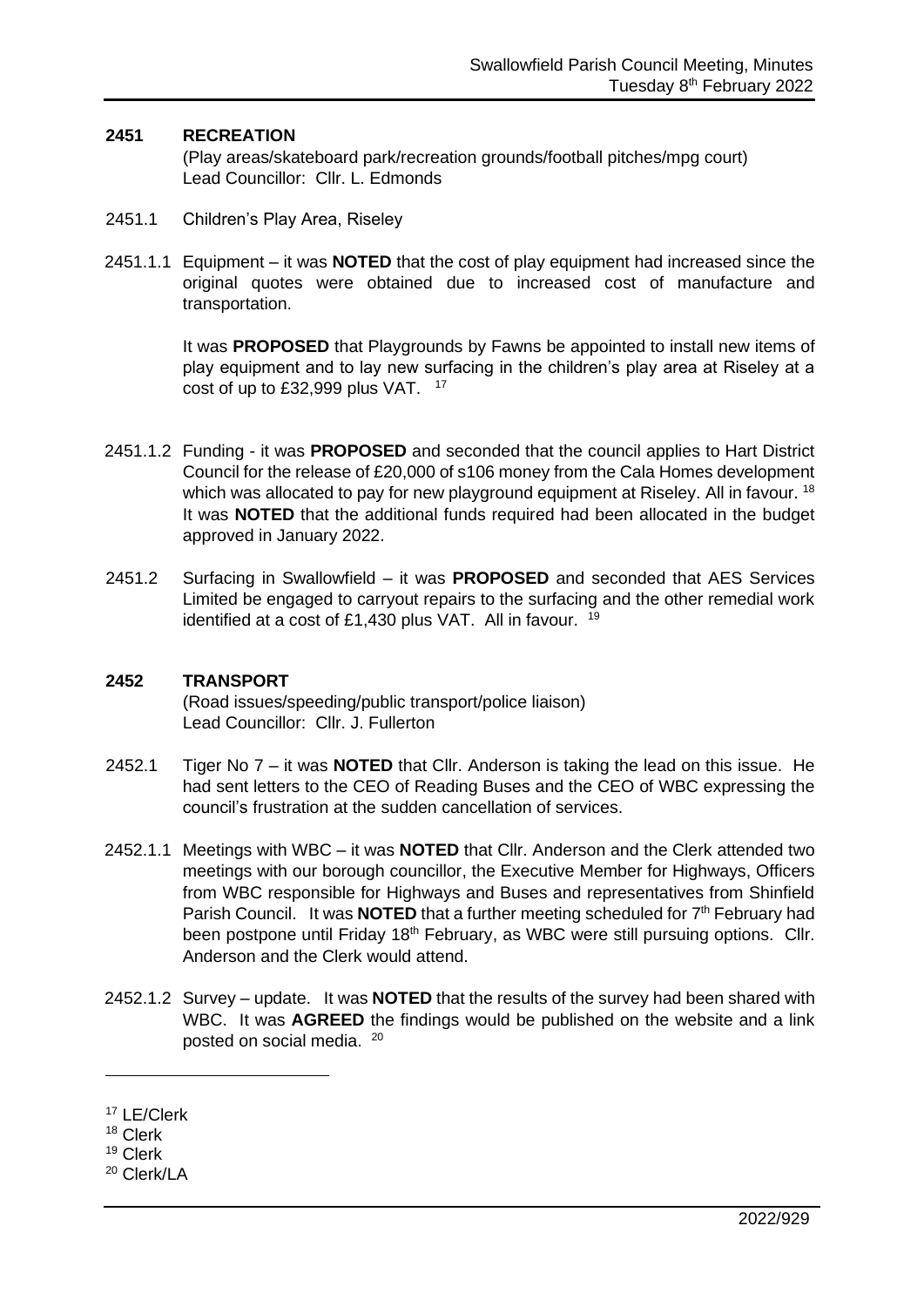## 2451 RECREATION

(Play areas/skateboard park/recreation grounds/football pitches/mpg court)
Lead Councillor: Cllr. L. Edmonds

2451.1 Children's Play Area, Riseley

2451.1.1 Equipment – it was **NOTED** that the cost of play equipment had increased since the original quotes were obtained due to increased cost of manufacture and transportation.

It was **PROPOSED** that Playgrounds by Fawns be appointed to install new items of play equipment and to lay new surfacing in the children's play area at Riseley at a cost of up to £32,999 plus VAT. [17]

2451.1.2 Funding - it was **PROPOSED** and seconded that the council applies to Hart District Council for the release of £20,000 of s106 money from the Cala Homes development which was allocated to pay for new playground equipment at Riseley. All in favour. [18] It was **NOTED** that the additional funds required had been allocated in the budget approved in January 2022.

2451.2 Surfacing in Swallowfield – it was **PROPOSED** and seconded that AES Services Limited be engaged to carryout repairs to the surfacing and the other remedial work identified at a cost of £1,430 plus VAT. All in favour. [19]

## 2452 TRANSPORT

(Road issues/speeding/public transport/police liaison)
Lead Councillor: Cllr. J. Fullerton

2452.1 Tiger No 7 – it was **NOTED** that Cllr. Anderson is taking the lead on this issue. He had sent letters to the CEO of Reading Buses and the CEO of WBC expressing the council's frustration at the sudden cancellation of services.

2452.1.1 Meetings with WBC – it was **NOTED** that Cllr. Anderson and the Clerk attended two meetings with our borough councillor, the Executive Member for Highways, Officers from WBC responsible for Highways and Buses and representatives from Shinfield Parish Council. It was **NOTED** that a further meeting scheduled for 7th February had been postpone until Friday 18th February, as WBC were still pursuing options. Cllr. Anderson and the Clerk would attend.

2452.1.2 Survey – update. It was **NOTED** that the results of the survey had been shared with WBC. It was **AGREED** the findings would be published on the website and a link posted on social media. [20]

---

[17] LE/Clerk
[18] Clerk
[19] Clerk
[20] Clerk/LA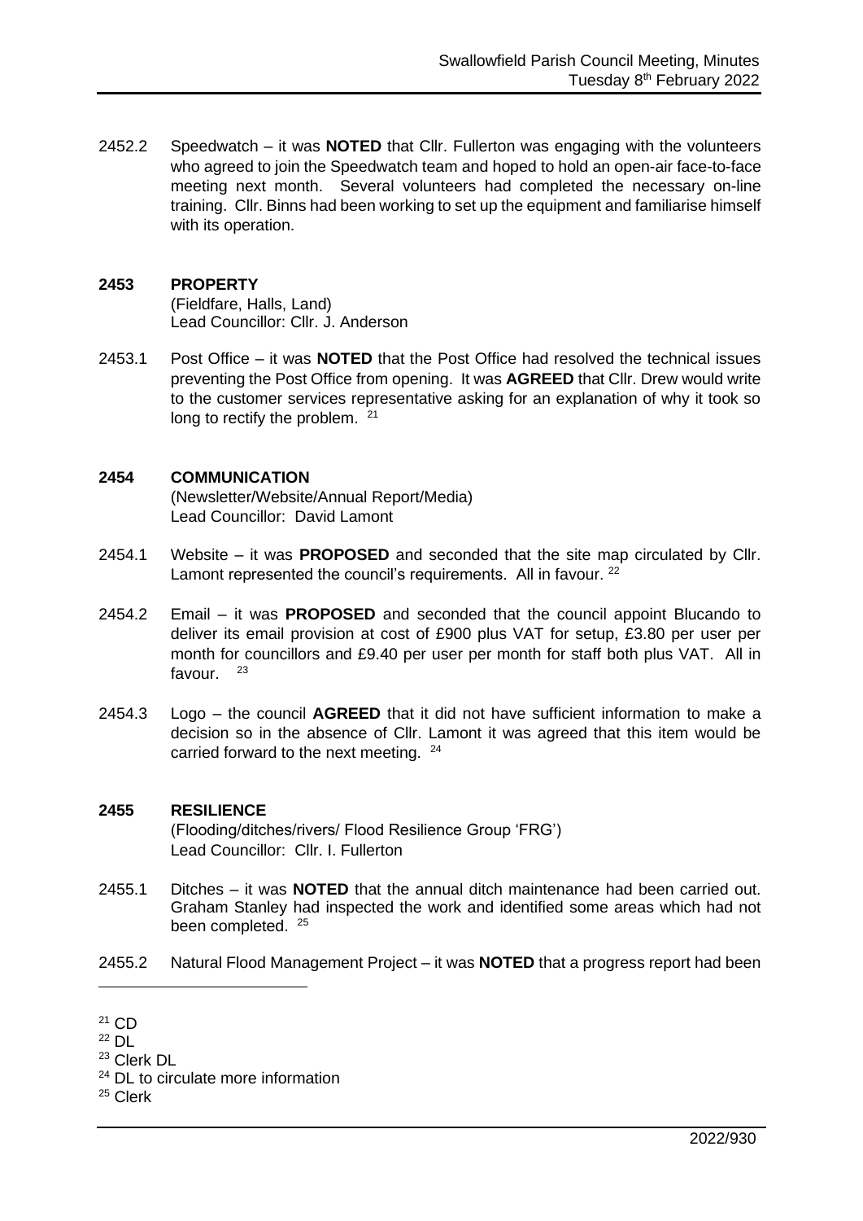2452.2 Speedwatch – it was **NOTED** that Cllr. Fullerton was engaging with the volunteers who agreed to join the Speedwatch team and hoped to hold an open-air face-to-face meeting next month. Several volunteers had completed the necessary on-line training. Cllr. Binns had been working to set up the equipment and familiarise himself with its operation.

**2453 PROPERTY**
(Fieldfare, Halls, Land)
Lead Councillor: Cllr. J. Anderson

2453.1 Post Office – it was **NOTED** that the Post Office had resolved the technical issues preventing the Post Office from opening. It was **AGREED** that Cllr. Drew would write to the customer services representative asking for an explanation of why it took so long to rectify the problem. [21]

**2454 COMMUNICATION**
(Newsletter/Website/Annual Report/Media)
Lead Councillor: David Lamont

2454.1 Website – it was **PROPOSED** and seconded that the site map circulated by Cllr. Lamont represented the council's requirements. All in favour. [22]

2454.2 Email – it was **PROPOSED** and seconded that the council appoint Blucando to deliver its email provision at cost of £900 plus VAT for setup, £3.80 per user per month for councillors and £9.40 per user per month for staff both plus VAT. All in favour. [23]

2454.3 Logo – the council **AGREED** that it did not have sufficient information to make a decision so in the absence of Cllr. Lamont it was agreed that this item would be carried forward to the next meeting. [24]

**2455 RESILIENCE**
(Flooding/ditches/rivers/ Flood Resilience Group 'FRG')
Lead Councillor: Cllr. I. Fullerton

2455.1 Ditches – it was **NOTED** that the annual ditch maintenance had been carried out. Graham Stanley had inspected the work and identified some areas which had not been completed. [25]

2455.2 Natural Flood Management Project – it was **NOTED** that a progress report had been

[21] CD
[22] DL
[23] Clerk DL
[24] DL to circulate more information
[25] Clerk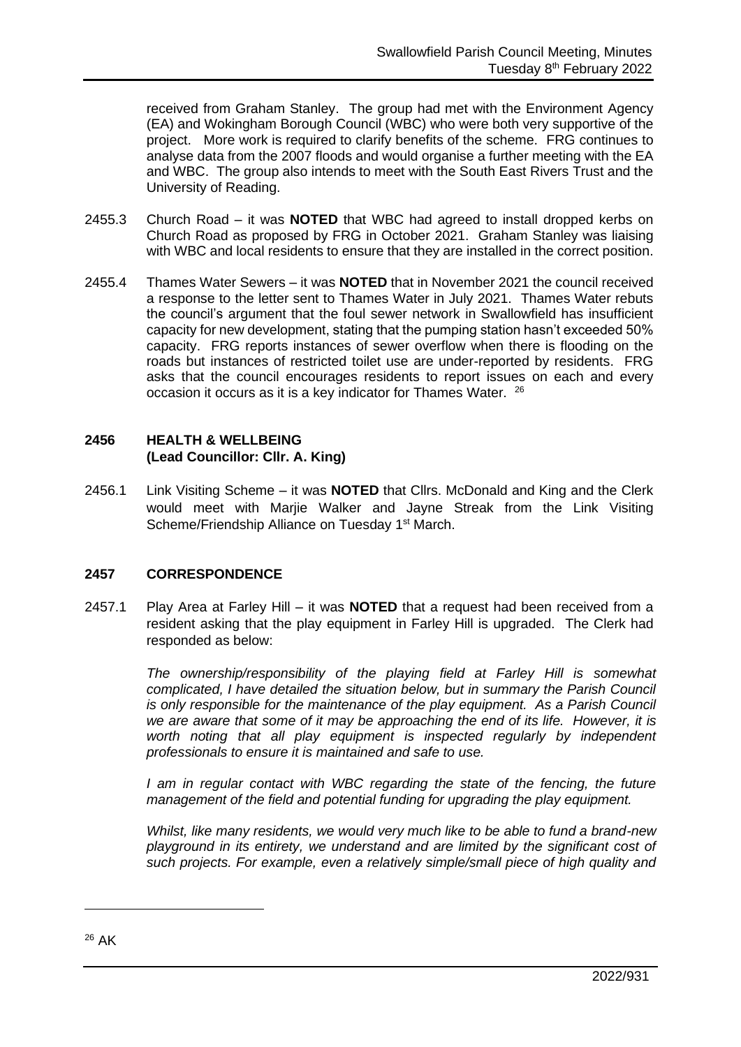received from Graham Stanley. The group had met with the Environment Agency (EA) and Wokingham Borough Council (WBC) who were both very supportive of the project. More work is required to clarify benefits of the scheme. FRG continues to analyse data from the 2007 floods and would organise a further meeting with the EA and WBC. The group also intends to meet with the South East Rivers Trust and the University of Reading.

2455.3 Church Road – it was **NOTED** that WBC had agreed to install dropped kerbs on Church Road as proposed by FRG in October 2021. Graham Stanley was liaising with WBC and local residents to ensure that they are installed in the correct position.

2455.4 Thames Water Sewers – it was **NOTED** that in November 2021 the council received a response to the letter sent to Thames Water in July 2021. Thames Water rebuts the council's argument that the foul sewer network in Swallowfield has insufficient capacity for new development, stating that the pumping station hasn't exceeded 50% capacity. FRG reports instances of sewer overflow when there is flooding on the roads but instances of restricted toilet use are under-reported by residents. FRG asks that the council encourages residents to report issues on each and every occasion it occurs as it is a key indicator for Thames Water. [26]

## 2456 HEALTH & WELLBEING
**(Lead Councillor: Cllr. A. King)**

2456.1 Link Visiting Scheme – it was **NOTED** that Cllrs. McDonald and King and the Clerk would meet with Marjie Walker and Jayne Streak from the Link Visiting Scheme/Friendship Alliance on Tuesday 1st March.

## 2457 CORRESPONDENCE

2457.1 Play Area at Farley Hill – it was **NOTED** that a request had been received from a resident asking that the play equipment in Farley Hill is upgraded. The Clerk had responded as below:

*The ownership/responsibility of the playing field at Farley Hill is somewhat complicated, I have detailed the situation below, but in summary the Parish Council is only responsible for the maintenance of the play equipment. As a Parish Council we are aware that some of it may be approaching the end of its life. However, it is worth noting that all play equipment is inspected regularly by independent professionals to ensure it is maintained and safe to use.*

*I am in regular contact with WBC regarding the state of the fencing, the future management of the field and potential funding for upgrading the play equipment.*

*Whilst, like many residents, we would very much like to be able to fund a brand-new playground in its entirety, we understand and are limited by the significant cost of such projects. For example, even a relatively simple/small piece of high quality and*

---

[26] AK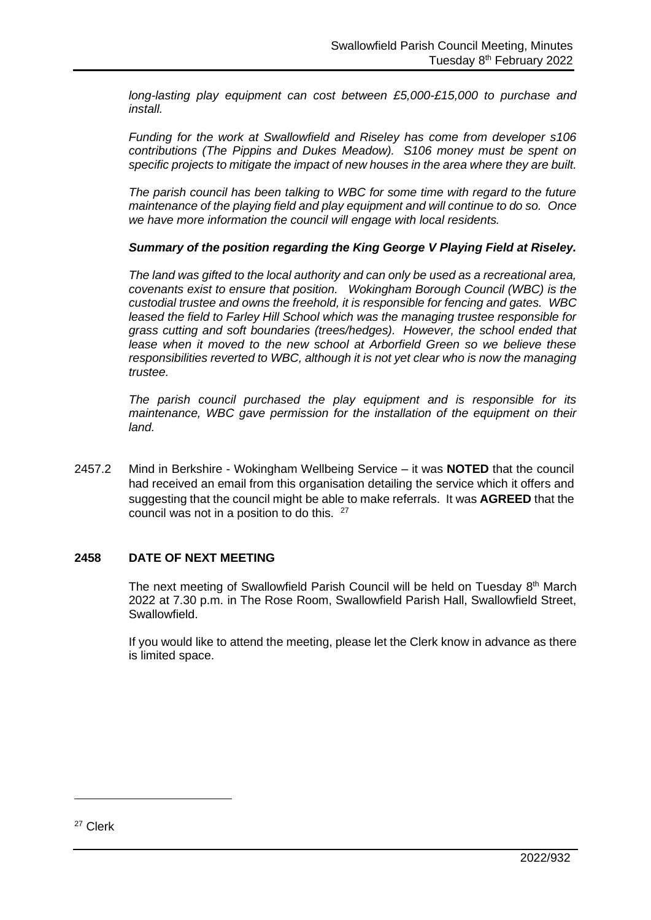*long-lasting play equipment can cost between £5,000-£15,000 to purchase and install.*

*Funding for the work at Swallowfield and Riseley has come from developer s106 contributions (The Pippins and Dukes Meadow). S106 money must be spent on specific projects to mitigate the impact of new houses in the area where they are built.*

*The parish council has been talking to WBC for some time with regard to the future maintenance of the playing field and play equipment and will continue to do so. Once we have more information the council will engage with local residents.*

***Summary of the position regarding the King George V Playing Field at Riseley.***

*The land was gifted to the local authority and can only be used as a recreational area, covenants exist to ensure that position. Wokingham Borough Council (WBC) is the custodial trustee and owns the freehold, it is responsible for fencing and gates. WBC leased the field to Farley Hill School which was the managing trustee responsible for grass cutting and soft boundaries (trees/hedges). However, the school ended that lease when it moved to the new school at Arborfield Green so we believe these responsibilities reverted to WBC, although it is not yet clear who is now the managing trustee.*

*The parish council purchased the play equipment and is responsible for its maintenance, WBC gave permission for the installation of the equipment on their land.*

2457.2 Mind in Berkshire - Wokingham Wellbeing Service – it was **NOTED** that the council had received an email from this organisation detailing the service which it offers and suggesting that the council might be able to make referrals. It was **AGREED** that the council was not in a position to do this. [27]

## 2458 DATE OF NEXT MEETING

The next meeting of Swallowfield Parish Council will be held on Tuesday 8th March 2022 at 7.30 p.m. in The Rose Room, Swallowfield Parish Hall, Swallowfield Street, Swallowfield.

If you would like to attend the meeting, please let the Clerk know in advance as there is limited space.

[27] Clerk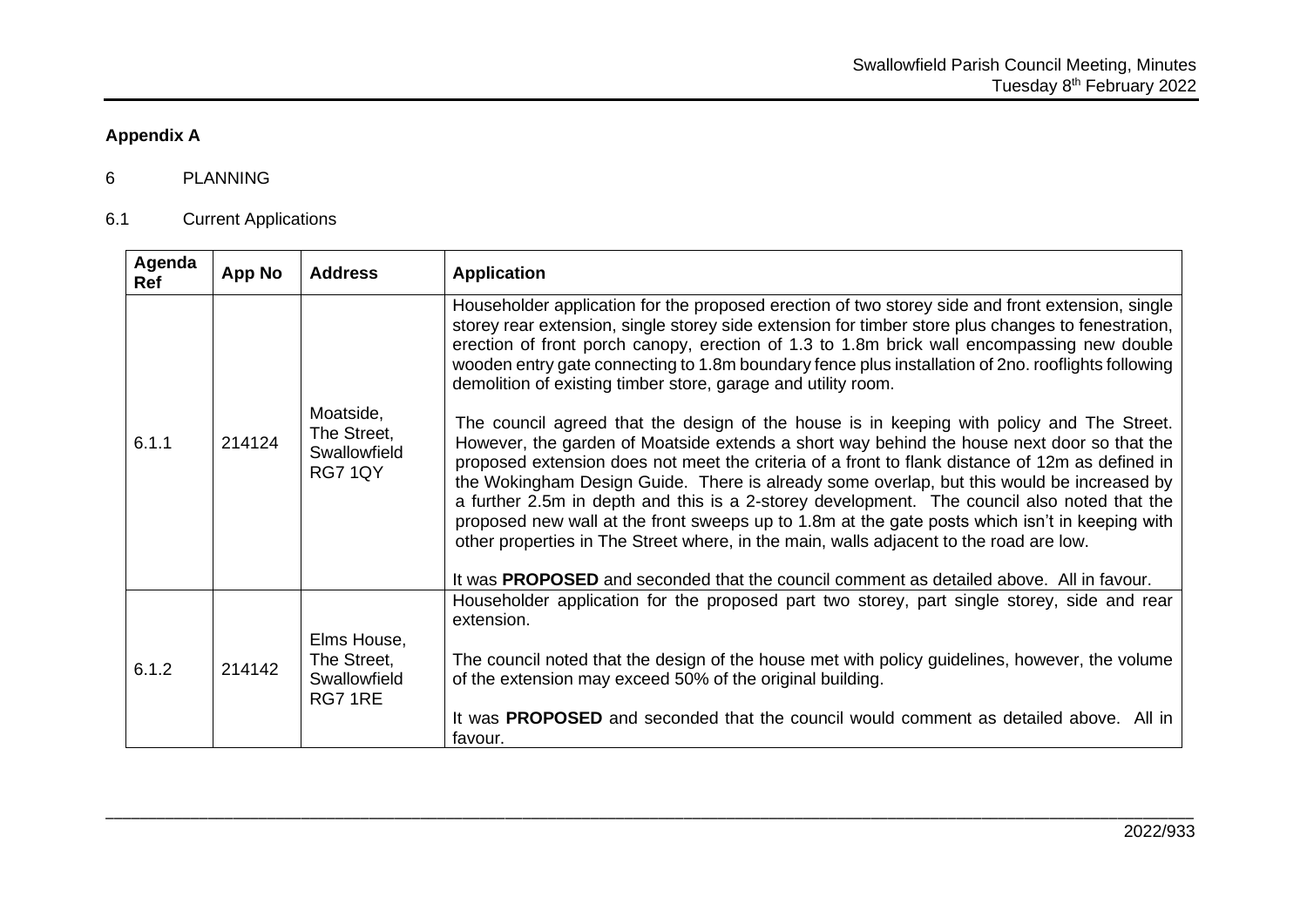## Appendix A

6 PLANNING

6.1 Current Applications

| Agenda Ref | App No | Address | Application |
|---|---|---|---|
| 6.1.1 | 214124 | Moatside, The Street, Swallowfield RG7 1QY | Householder application for the proposed erection of two storey side and front extension, single storey rear extension, single storey side extension for timber store plus changes to fenestration, erection of front porch canopy, erection of 1.3 to 1.8m brick wall encompassing new double wooden entry gate connecting to 1.8m boundary fence plus installation of 2no. rooflights following demolition of existing timber store, garage and utility room.<br><br>The council agreed that the design of the house is in keeping with policy and The Street. However, the garden of Moatside extends a short way behind the house next door so that the proposed extension does not meet the criteria of a front to flank distance of 12m as defined in the Wokingham Design Guide. There is already some overlap, but this would be increased by a further 2.5m in depth and this is a 2-storey development. The council also noted that the proposed new wall at the front sweeps up to 1.8m at the gate posts which isn't in keeping with other properties in The Street where, in the main, walls adjacent to the road are low.<br><br>It was **PROPOSED** and seconded that the council comment as detailed above. All in favour. |
| 6.1.2 | 214142 | Elms House, The Street, Swallowfield RG7 1RE | Householder application for the proposed part two storey, part single storey, side and rear extension.<br><br>The council noted that the design of the house met with policy guidelines, however, the volume of the extension may exceed 50% of the original building.<br><br>It was **PROPOSED** and seconded that the council would comment as detailed above. All in favour. |

2022/933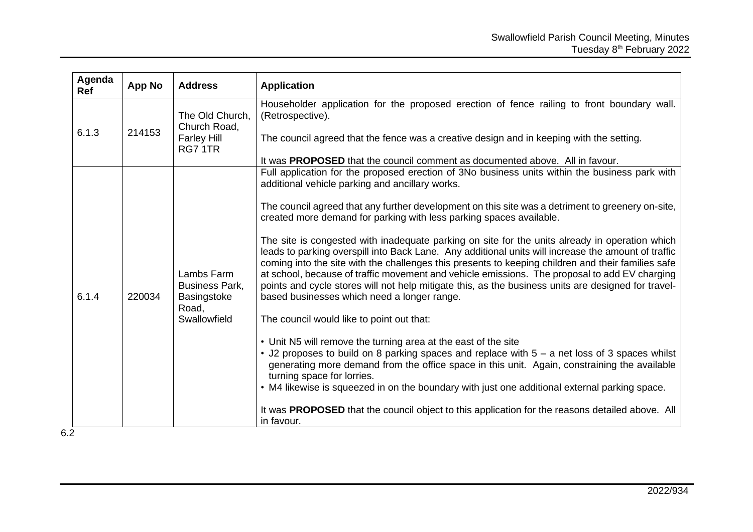| Agenda Ref | App No | Address | Application |
|---|---|---|---|
| 6.1.3 | 214153 | The Old Church, Church Road, Farley Hill RG7 1TR | Householder application for the proposed erection of fence railing to front boundary wall. (Retrospective).<br><br>The council agreed that the fence was a creative design and in keeping with the setting.<br><br>It was **PROPOSED** that the council comment as documented above. All in favour. |
| 6.1.4 | 220034 | Lambs Farm Business Park, Basingstoke Road, Swallowfield | Full application for the proposed erection of 3No business units within the business park with additional vehicle parking and ancillary works.<br><br>The council agreed that any further development on this site was a detriment to greenery on-site, created more demand for parking with less parking spaces available.<br><br>The site is congested with inadequate parking on site for the units already in operation which leads to parking overspill into Back Lane. Any additional units will increase the amount of traffic coming into the site with the challenges this presents to keeping children and their families safe at school, because of traffic movement and vehicle emissions. The proposal to add EV charging points and cycle stores will not help mitigate this, as the business units are designed for travel-based businesses which need a longer range.<br><br>The council would like to point out that:<br><br>• Unit N5 will remove the turning area at the east of the site<br>• J2 proposes to build on 8 parking spaces and replace with 5 – a net loss of 3 spaces whilst generating more demand from the office space in this unit. Again, constraining the available turning space for lorries.<br>• M4 likewise is squeezed in on the boundary with just one additional external parking space.<br><br>It was **PROPOSED** that the council object to this application for the reasons detailed above. All in favour. |

6.2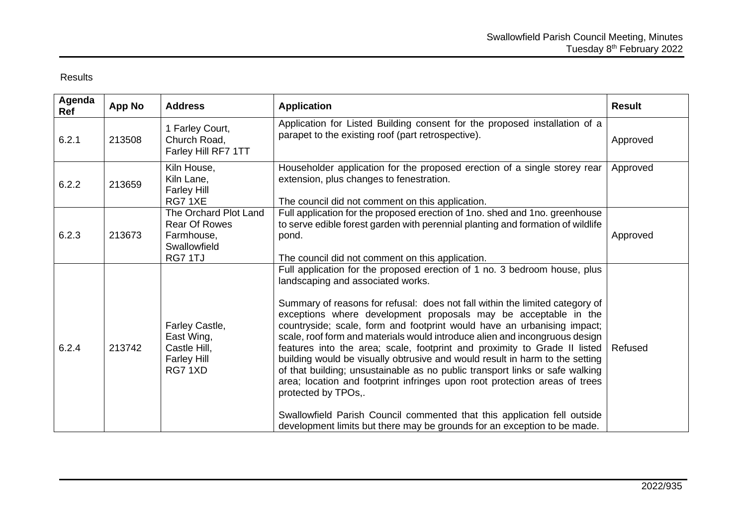Results

| Agenda Ref | App No | Address | Application | Result |
|---|---|---|---|---|
| 6.2.1 | 213508 | 1 Farley Court, Church Road, Farley Hill RF7 1TT | Application for Listed Building consent for the proposed installation of a parapet to the existing roof (part retrospective). | Approved |
| 6.2.2 | 213659 | Kiln House, Kiln Lane, Farley Hill RG7 1XE | Householder application for the proposed erection of a single storey rear extension, plus changes to fenestration.<br><br>The council did not comment on this application. | Approved |
| 6.2.3 | 213673 | The Orchard Plot Land Rear Of Rowes Farmhouse, Swallowfield RG7 1TJ | Full application for the proposed erection of 1no. shed and 1no. greenhouse to serve edible forest garden with perennial planting and formation of wildlife pond.<br><br>The council did not comment on this application. | Approved |
| 6.2.4 | 213742 | Farley Castle, East Wing, Castle Hill, Farley Hill RG7 1XD | Full application for the proposed erection of 1 no. 3 bedroom house, plus landscaping and associated works.<br><br>Summary of reasons for refusal: does not fall within the limited category of exceptions where development proposals may be acceptable in the countryside; scale, form and footprint would have an urbanising impact; scale, roof form and materials would introduce alien and incongruous design features into the area; scale, footprint and proximity to Grade II listed building would be visually obtrusive and would result in harm to the setting of that building; unsustainable as no public transport links or safe walking area; location and footprint infringes upon root protection areas of trees protected by TPOs,.<br><br>Swallowfield Parish Council commented that this application fell outside development limits but there may be grounds for an exception to be made. | Refused |

2022/935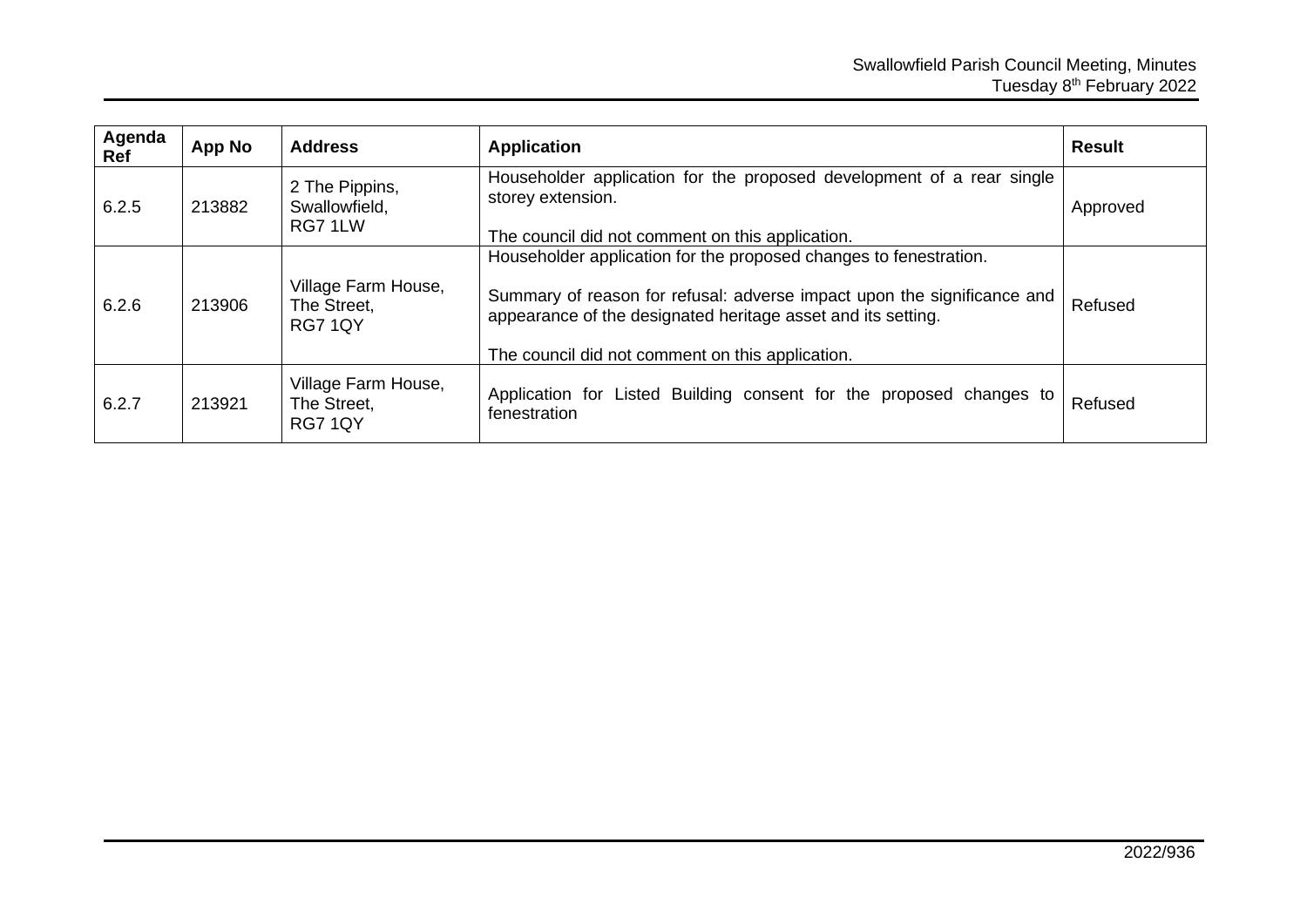| Agenda Ref | App No | Address | Application | Result |
|---|---|---|---|---|
| 6.2.5 | 213882 | 2 The Pippins, Swallowfield, RG7 1LW | Householder application for the proposed development of a rear single storey extension.<br><br>The council did not comment on this application. | Approved |
| 6.2.6 | 213906 | Village Farm House, The Street, RG7 1QY | Householder application for the proposed changes to fenestration.<br><br>Summary of reason for refusal: adverse impact upon the significance and appearance of the designated heritage asset and its setting.<br><br>The council did not comment on this application. | Refused |
| 6.2.7 | 213921 | Village Farm House, The Street, RG7 1QY | Application for Listed Building consent for the proposed changes to fenestration | Refused |